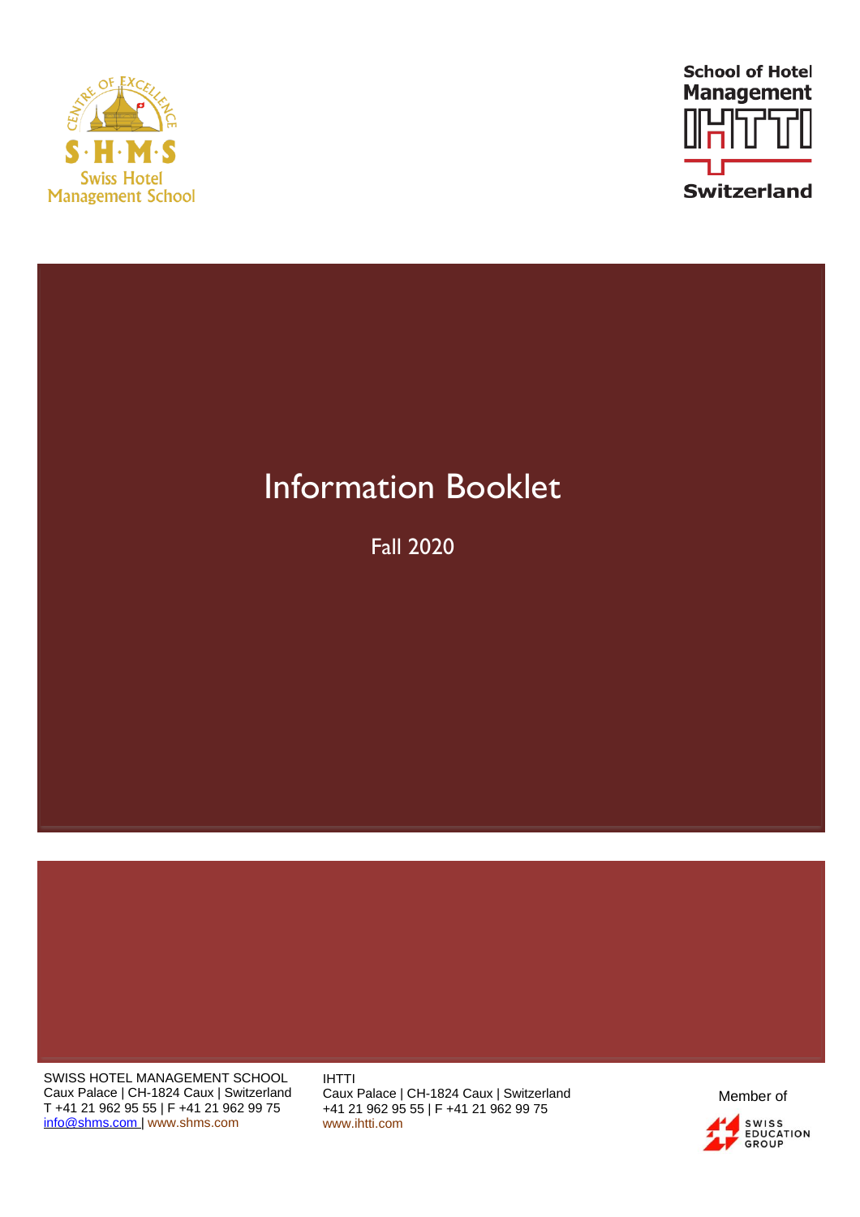S·H·M·S
Swiss Hotel Management School

School of Hotel Management
IHTTI
Switzerland

# Information Booklet

Fall 2020

SWISS HOTEL MANAGEMENT SCHOOL
Caux Palace | CH-1824 Caux | Switzerland
T +41 21 962 95 55 | F +41 21 962 99 75
info@shms.com | www.shms.com

IHTTI
Caux Palace | CH-1824 Caux | Switzerland
+41 21 962 95 55 | F +41 21 962 99 75
www.ihtti.com

Member of
SWISS EDUCATION GROUP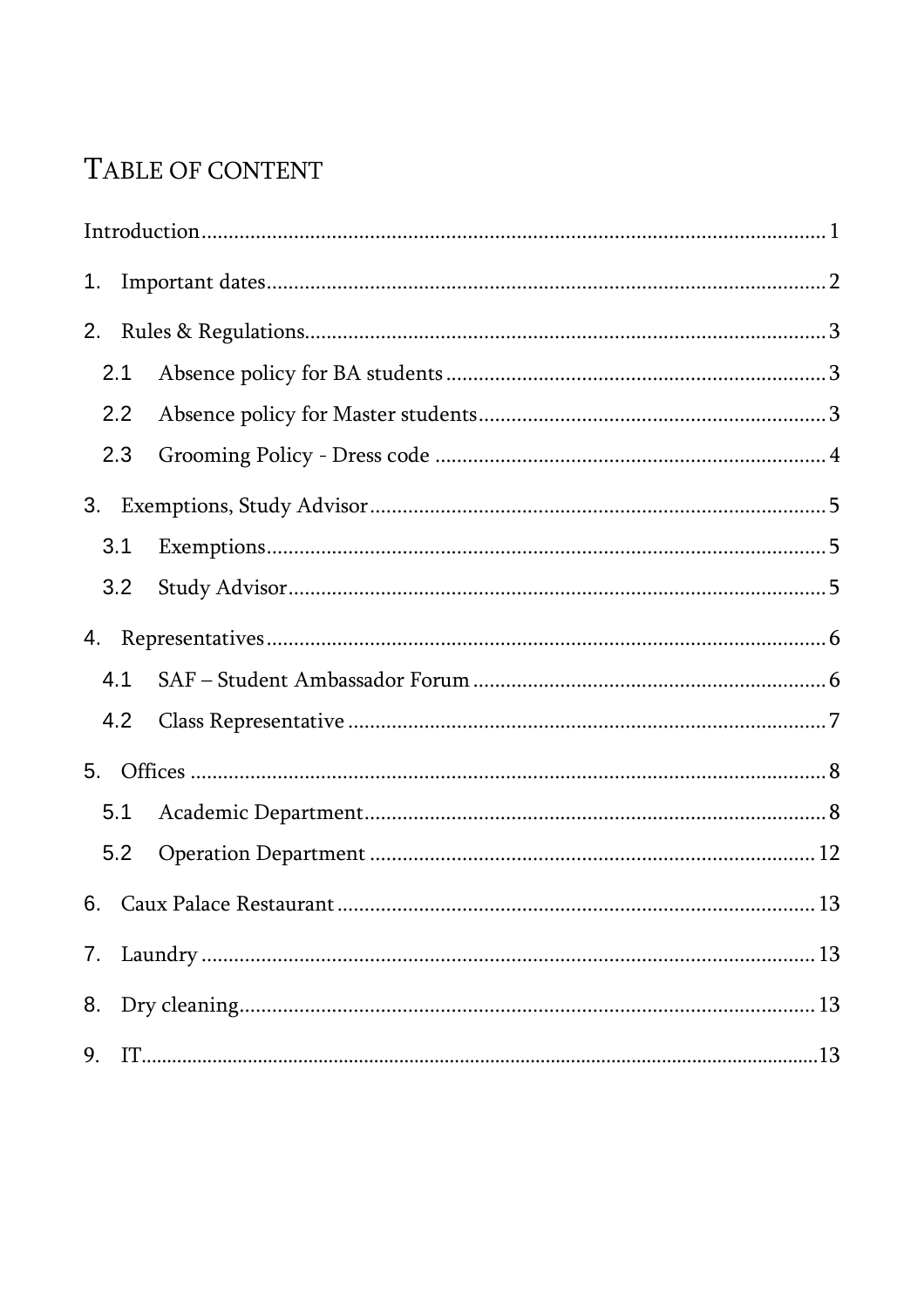# TABLE OF CONTENT

Introduction ... 1

1. Important dates ... 2
2. Rules & Regulations ... 3
   - 2.1 Absence policy for BA students ... 3
   - 2.2 Absence policy for Master students ... 3
   - 2.3 Grooming Policy - Dress code ... 4
3. Exemptions, Study Advisor ... 5
   - 3.1 Exemptions ... 5
   - 3.2 Study Advisor ... 5
4. Representatives ... 6
   - 4.1 SAF – Student Ambassador Forum ... 6
   - 4.2 Class Representative ... 7
5. Offices ... 8
   - 5.1 Academic Department ... 8
   - 5.2 Operation Department ... 12
6. Caux Palace Restaurant ... 13
7. Laundry ... 13
8. Dry cleaning ... 13
9. IT ... 13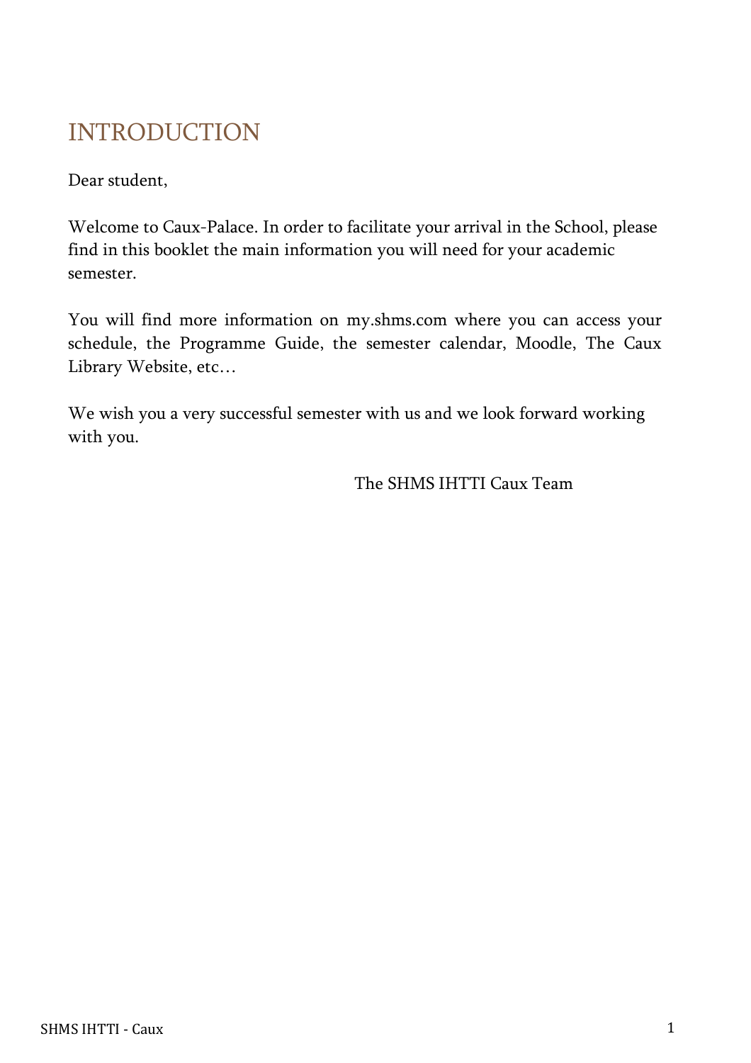# INTRODUCTION

Dear student,

Welcome to Caux-Palace. In order to facilitate your arrival in the School, please find in this booklet the main information you will need for your academic semester.

You will find more information on my.shms.com where you can access your schedule, the Programme Guide, the semester calendar, Moodle, The Caux Library Website, etc…

We wish you a very successful semester with us and we look forward working with you.

The SHMS IHTTI Caux Team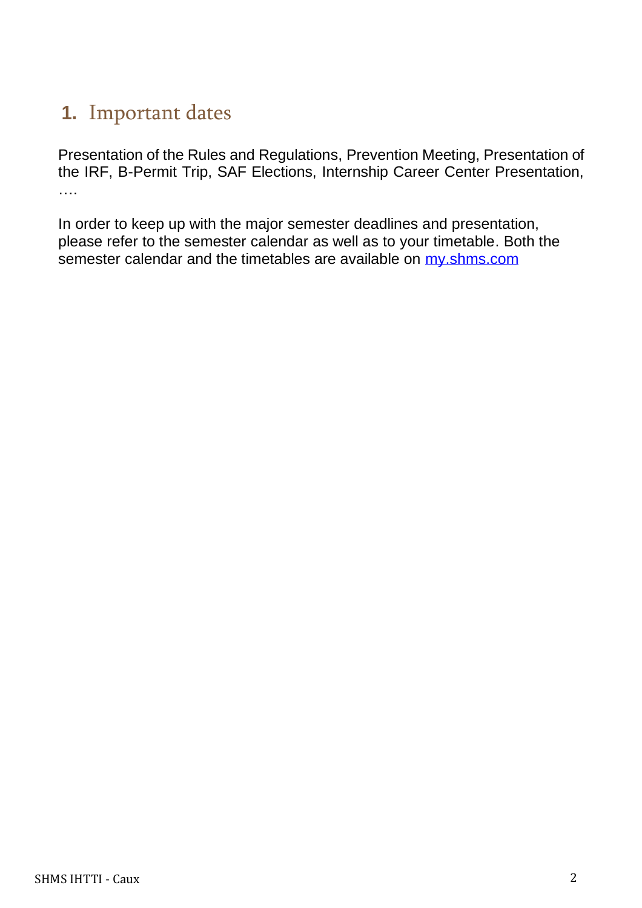## 1. Important dates

Presentation of the Rules and Regulations, Prevention Meeting, Presentation of the IRF, B-Permit Trip, SAF Elections, Internship Career Center Presentation, ….

In order to keep up with the major semester deadlines and presentation, please refer to the semester calendar as well as to your timetable. Both the semester calendar and the timetables are available on [my.shms.com](http://my.shms.com)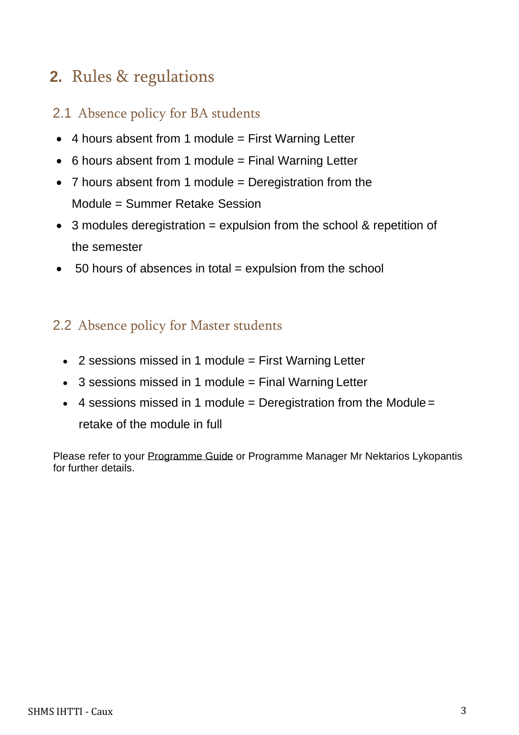## 2. Rules & regulations

### 2.1 Absence policy for BA students

- 4 hours absent from 1 module = First Warning Letter
- 6 hours absent from 1 module = Final Warning Letter
- 7 hours absent from 1 module = Deregistration from the Module = Summer Retake Session
- 3 modules deregistration = expulsion from the school & repetition of the semester
- 50 hours of absences in total = expulsion from the school

### 2.2 Absence policy for Master students

- 2 sessions missed in 1 module = First Warning Letter
- 3 sessions missed in 1 module = Final Warning Letter
- 4 sessions missed in 1 module = Deregistration from the Module = retake of the module in full

Please refer to your Programme Guide or Programme Manager Mr Nektarios Lykopantis for further details.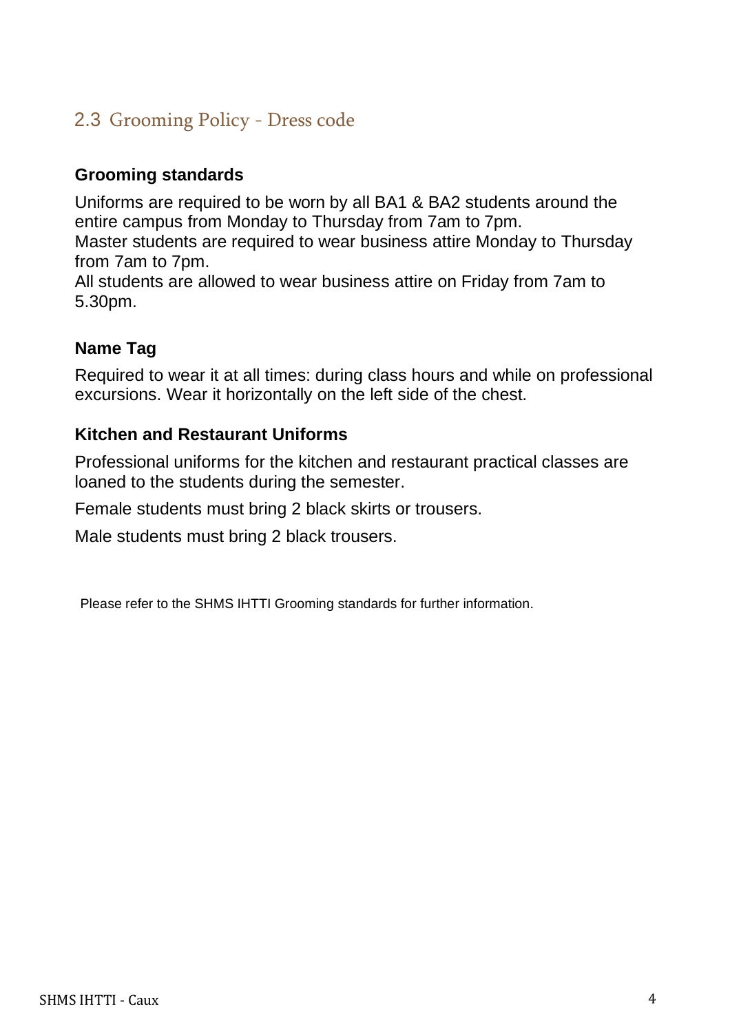## 2.3 Grooming Policy - Dress code

### Grooming standards

Uniforms are required to be worn by all BA1 & BA2 students around the entire campus from Monday to Thursday from 7am to 7pm.
Master students are required to wear business attire Monday to Thursday from 7am to 7pm.
All students are allowed to wear business attire on Friday from 7am to 5.30pm.

### Name Tag

Required to wear it at all times: during class hours and while on professional excursions. Wear it horizontally on the left side of the chest.

### Kitchen and Restaurant Uniforms

Professional uniforms for the kitchen and restaurant practical classes are loaned to the students during the semester.

Female students must bring 2 black skirts or trousers.

Male students must bring 2 black trousers.

Please refer to the SHMS IHTTI Grooming standards for further information.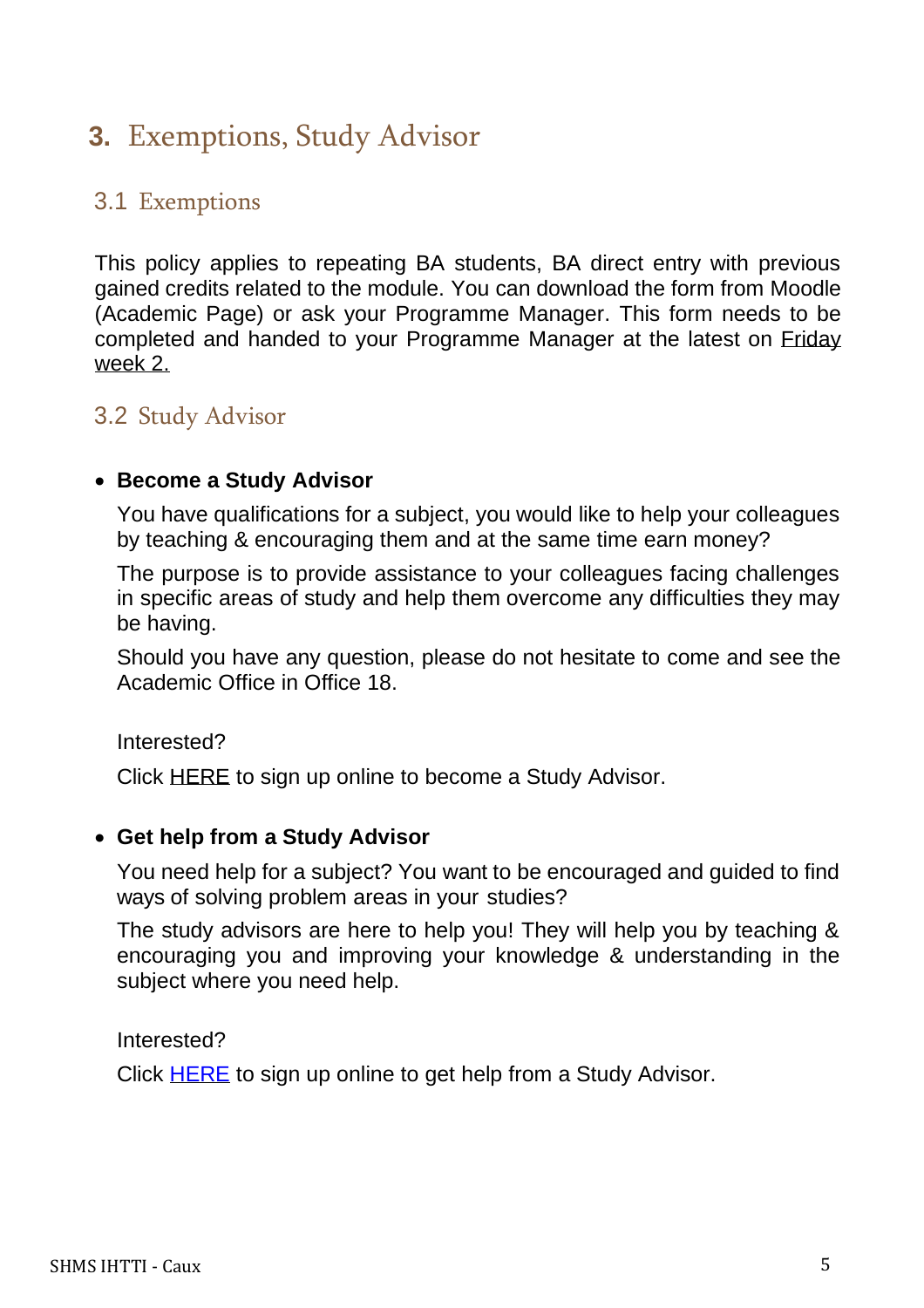# 3. Exemptions, Study Advisor

## 3.1 Exemptions

This policy applies to repeating BA students, BA direct entry with previous gained credits related to the module. You can download the form from Moodle (Academic Page) or ask your Programme Manager. This form needs to be completed and handed to your Programme Manager at the latest on Friday week 2.

## 3.2 Study Advisor

- **Become a Study Advisor**

  You have qualifications for a subject, you would like to help your colleagues by teaching & encouraging them and at the same time earn money?

  The purpose is to provide assistance to your colleagues facing challenges in specific areas of study and help them overcome any difficulties they may be having.

  Should you have any question, please do not hesitate to come and see the Academic Office in Office 18.

  Interested?

  Click HERE to sign up online to become a Study Advisor.

- **Get help from a Study Advisor**

  You need help for a subject? You want to be encouraged and guided to find ways of solving problem areas in your studies?

  The study advisors are here to help you! They will help you by teaching & encouraging you and improving your knowledge & understanding in the subject where you need help.

  Interested?

  Click HERE to sign up online to get help from a Study Advisor.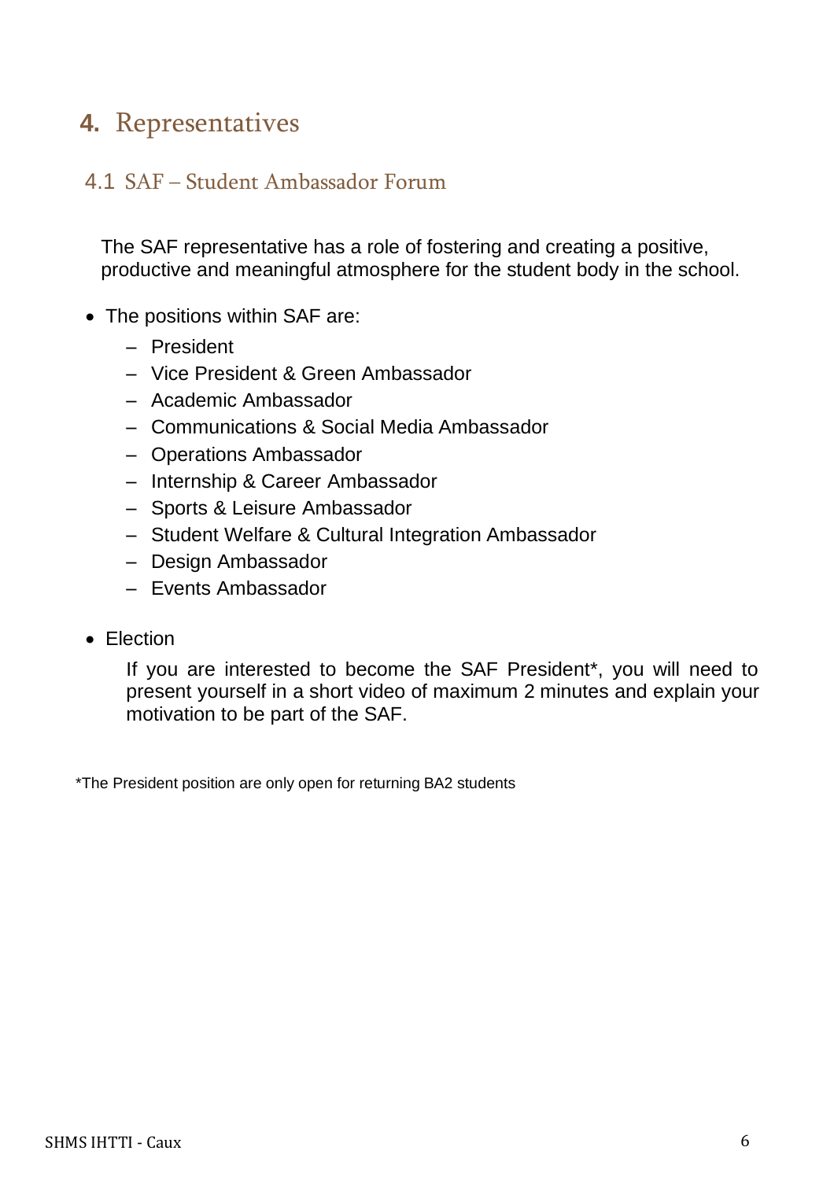# 4. Representatives

## 4.1 SAF – Student Ambassador Forum

The SAF representative has a role of fostering and creating a positive, productive and meaningful atmosphere for the student body in the school.

- The positions within SAF are:
  - President
  - Vice President & Green Ambassador
  - Academic Ambassador
  - Communications & Social Media Ambassador
  - Operations Ambassador
  - Internship & Career Ambassador
  - Sports & Leisure Ambassador
  - Student Welfare & Cultural Integration Ambassador
  - Design Ambassador
  - Events Ambassador

- Election

  If you are interested to become the SAF President*, you will need to present yourself in a short video of maximum 2 minutes and explain your motivation to be part of the SAF.

*The President position are only open for returning BA2 students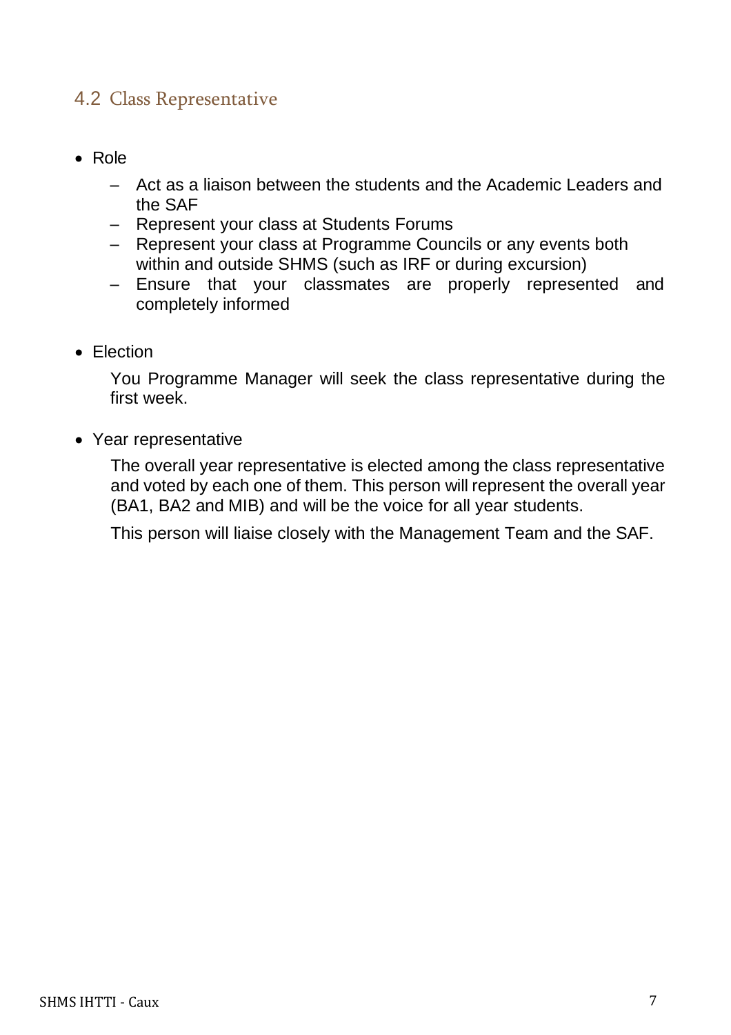## 4.2 Class Representative

- Role
  - Act as a liaison between the students and the Academic Leaders and the SAF
  - Represent your class at Students Forums
  - Represent your class at Programme Councils or any events both within and outside SHMS (such as IRF or during excursion)
  - Ensure that your classmates are properly represented and completely informed

- Election

  You Programme Manager will seek the class representative during the first week.

- Year representative

  The overall year representative is elected among the class representative and voted by each one of them. This person will represent the overall year (BA1, BA2 and MIB) and will be the voice for all year students.

  This person will liaise closely with the Management Team and the SAF.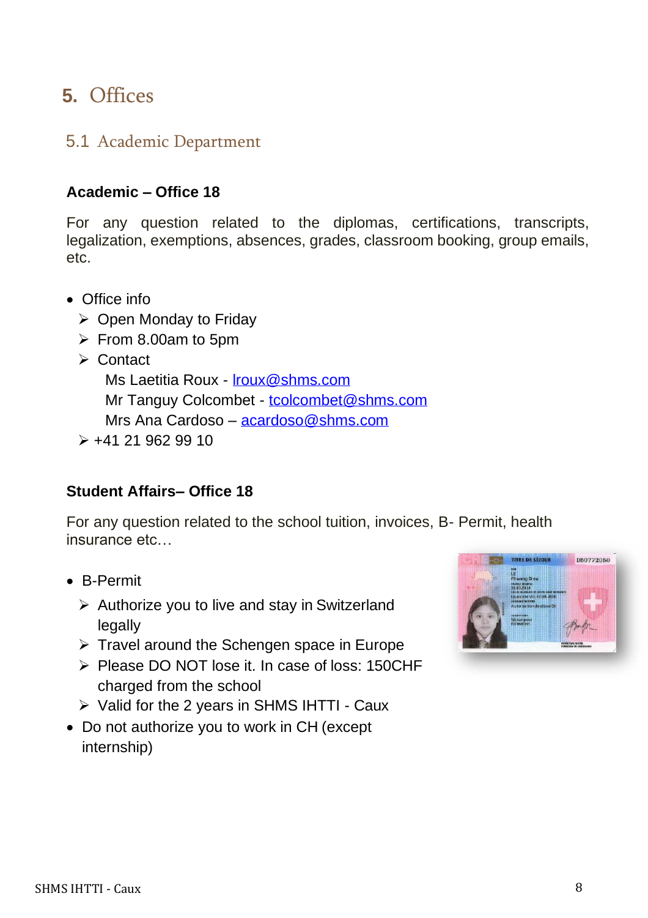# 5. Offices

## 5.1 Academic Department

**Academic – Office 18**

For any question related to the diplomas, certifications, transcripts, legalization, exemptions, absences, grades, classroom booking, group emails, etc.

- Office info
  - Open Monday to Friday
  - From 8.00am to 5pm
  - Contact

    Ms Laetitia Roux - lroux@shms.com

    Mr Tanguy Colcombet - tcolcombet@shms.com

    Mrs Ana Cardoso – acardoso@shms.com
  - +41 21 962 99 10

**Student Affairs– Office 18**

For any question related to the school tuition, invoices, B- Permit, health insurance etc…

- B-Permit
  - Authorize you to live and stay in Switzerland legally
  - Travel around the Schengen space in Europe
  - Please DO NOT lose it. In case of loss: 150CHF charged from the school
  - Valid for the 2 years in SHMS IHTTI - Caux
- Do not authorize you to work in CH (except internship)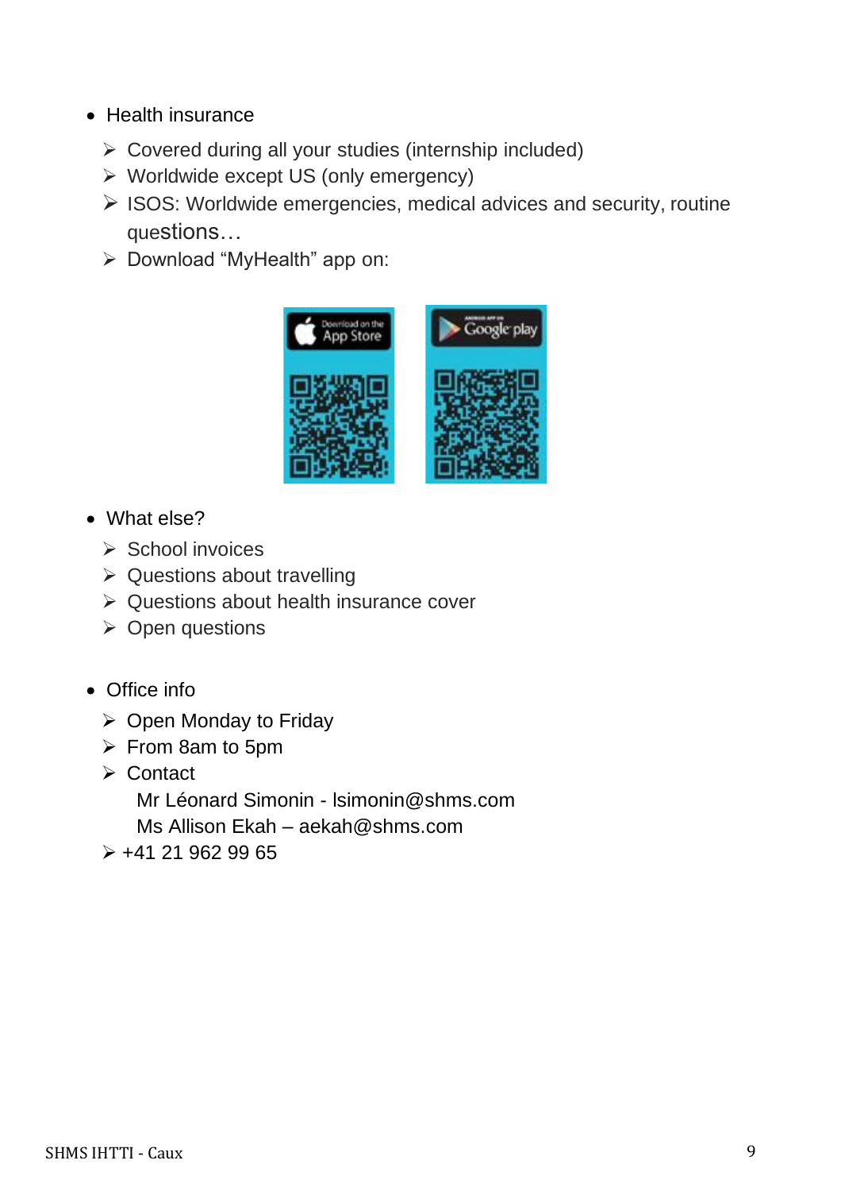- Health insurance
  - Covered during all your studies (internship included)
  - Worldwide except US (only emergency)
  - ISOS: Worldwide emergencies, medical advices and security, routine questions…
  - Download “MyHealth” app on:

- What else?
  - School invoices
  - Questions about travelling
  - Questions about health insurance cover
  - Open questions

- Office info
  - Open Monday to Friday
  - From 8am to 5pm
  - Contact
    
    Mr Léonard Simonin - lsimonin@shms.com
    
    Ms Allison Ekah – aekah@shms.com
  - +41 21 962 99 65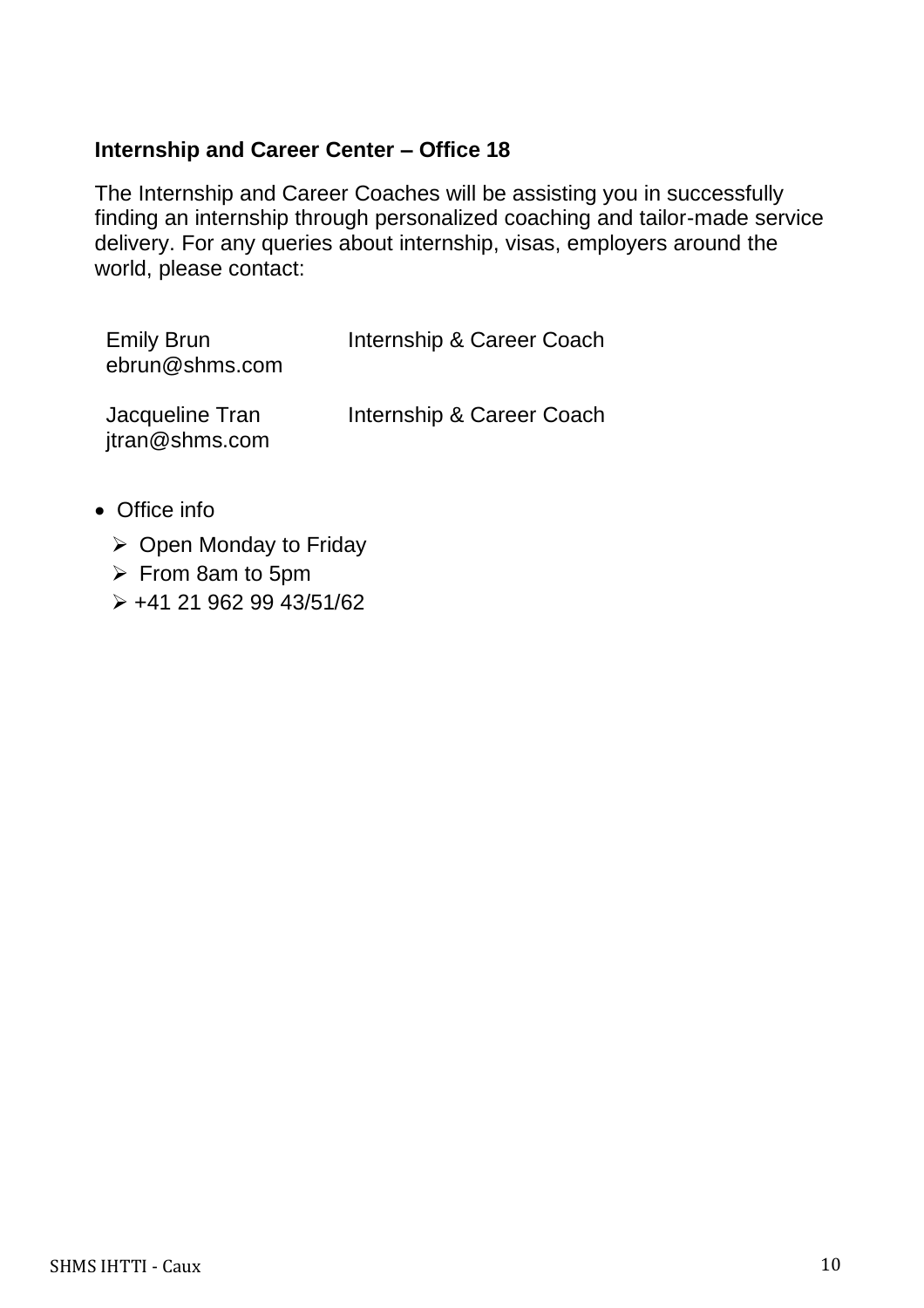**Internship and Career Center – Office 18**

The Internship and Career Coaches will be assisting you in successfully finding an internship through personalized coaching and tailor-made service delivery. For any queries about internship, visas, employers around the world, please contact:

| | |
|---|---|
| Emily Brun<br>ebrun@shms.com | Internship & Career Coach |
| Jacqueline Tran<br>jtran@shms.com | Internship & Career Coach |

- Office info
  - Open Monday to Friday
  - From 8am to 5pm
  - +41 21 962 99 43/51/62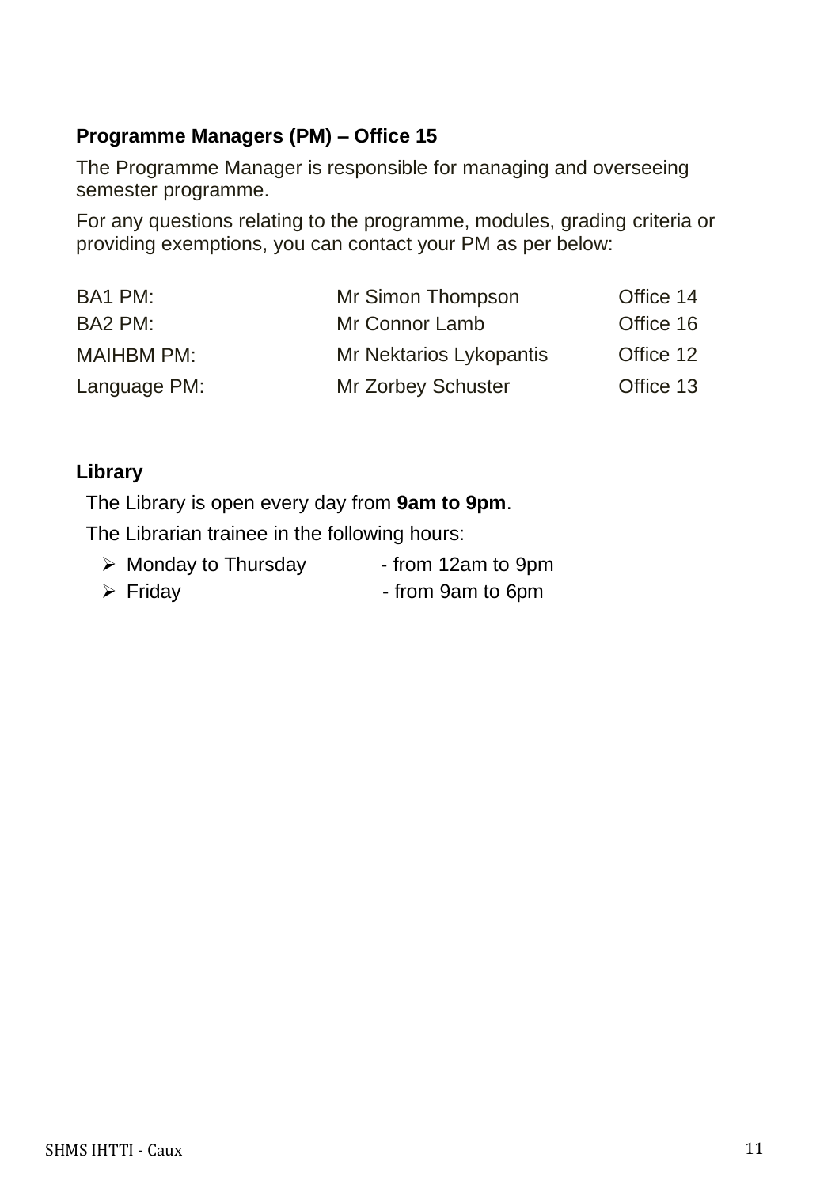**Programme Managers (PM) – Office 15**

The Programme Manager is responsible for managing and overseeing semester programme.

For any questions relating to the programme, modules, grading criteria or providing exemptions, you can contact your PM as per below:

| | | |
|---|---|---|
| BA1 PM: | Mr Simon Thompson | Office 14 |
| BA2 PM: | Mr Connor Lamb | Office 16 |
| MAIHBM PM: | Mr Nektarios Lykopantis | Office 12 |
| Language PM: | Mr Zorbey Schuster | Office 13 |

**Library**

The Library is open every day from **9am to 9pm**.

The Librarian trainee in the following hours:

- Monday to Thursday - from 12am to 9pm
- Friday - from 9am to 6pm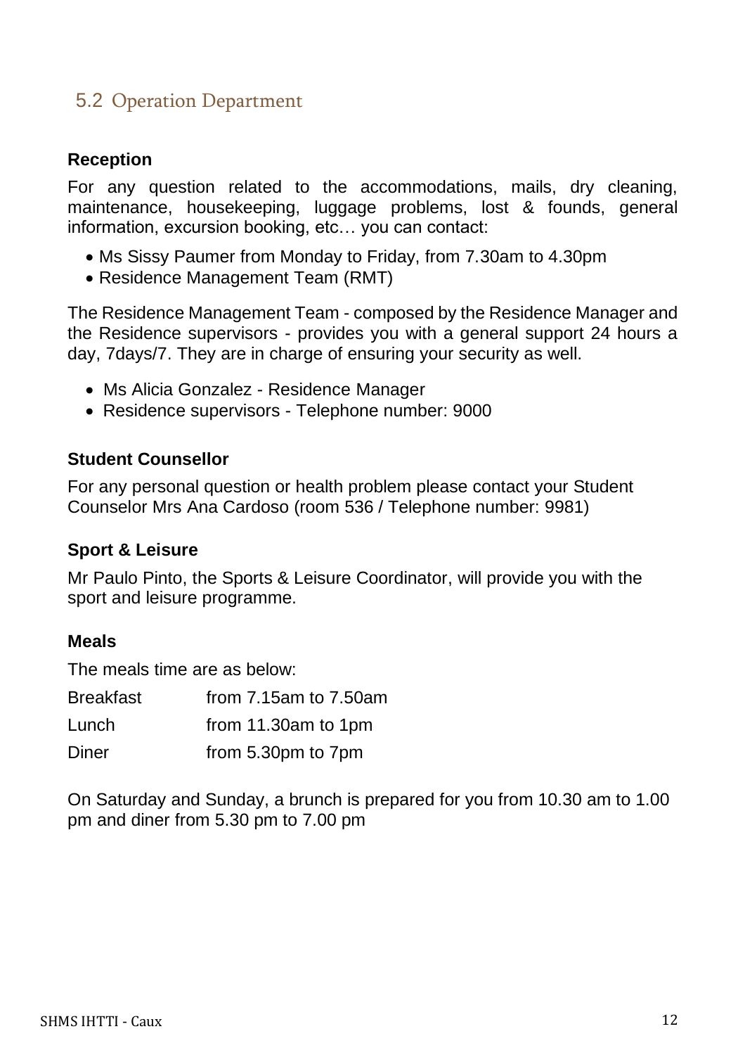## 5.2 Operation Department

### Reception

For any question related to the accommodations, mails, dry cleaning, maintenance, housekeeping, luggage problems, lost & founds, general information, excursion booking, etc… you can contact:

- Ms Sissy Paumer from Monday to Friday, from 7.30am to 4.30pm
- Residence Management Team (RMT)

The Residence Management Team - composed by the Residence Manager and the Residence supervisors - provides you with a general support 24 hours a day, 7days/7. They are in charge of ensuring your security as well.

- Ms Alicia Gonzalez - Residence Manager
- Residence supervisors - Telephone number: 9000

### Student Counsellor

For any personal question or health problem please contact your Student Counselor Mrs Ana Cardoso (room 536 / Telephone number: 9981)

### Sport & Leisure

Mr Paulo Pinto, the Sports & Leisure Coordinator, will provide you with the sport and leisure programme.

### Meals

The meals time are as below:

| | |
|---|---|
| Breakfast | from 7.15am to 7.50am |
| Lunch | from 11.30am to 1pm |
| Diner | from 5.30pm to 7pm |

On Saturday and Sunday, a brunch is prepared for you from 10.30 am to 1.00 pm and diner from 5.30 pm to 7.00 pm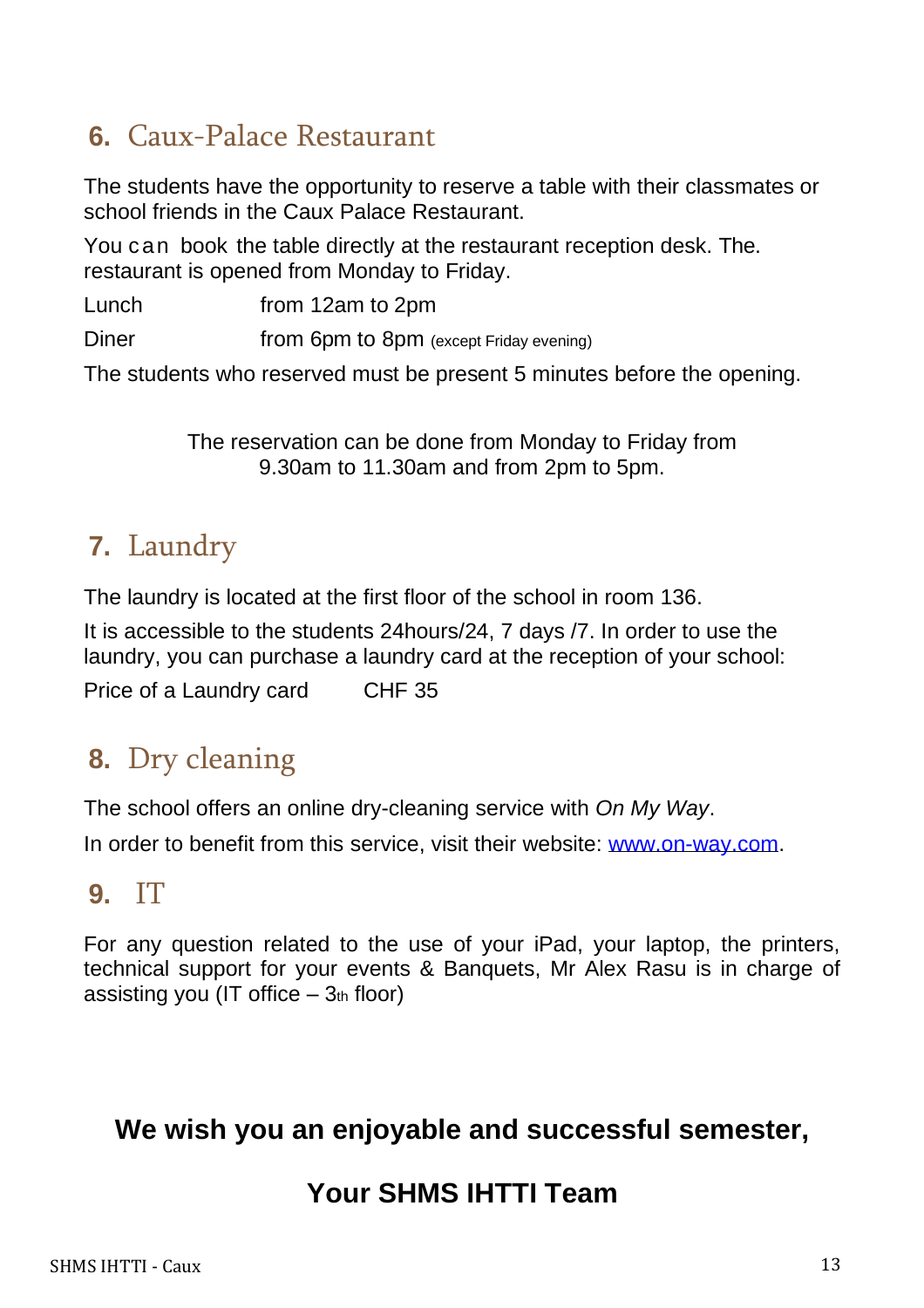## 6. Caux-Palace Restaurant

The students have the opportunity to reserve a table with their classmates or school friends in the Caux Palace Restaurant.

You can book the table directly at the restaurant reception desk. The. restaurant is opened from Monday to Friday.

| | |
|---|---|
| Lunch | from 12am to 2pm |
| Diner | from 6pm to 8pm (except Friday evening) |

The students who reserved must be present 5 minutes before the opening.

The reservation can be done from Monday to Friday from 9.30am to 11.30am and from 2pm to 5pm.

## 7. Laundry

The laundry is located at the first floor of the school in room 136.

It is accessible to the students 24hours/24, 7 days /7. In order to use the laundry, you can purchase a laundry card at the reception of your school:

Price of a Laundry card CHF 35

## 8. Dry cleaning

The school offers an online dry-cleaning service with *On My Way*.

In order to benefit from this service, visit their website: www.on-way.com.

## 9. IT

For any question related to the use of your iPad, your laptop, the printers, technical support for your events & Banquets, Mr Alex Rasu is in charge of assisting you (IT office – 3th floor)

**We wish you an enjoyable and successful semester,**

**Your SHMS IHTTI Team**